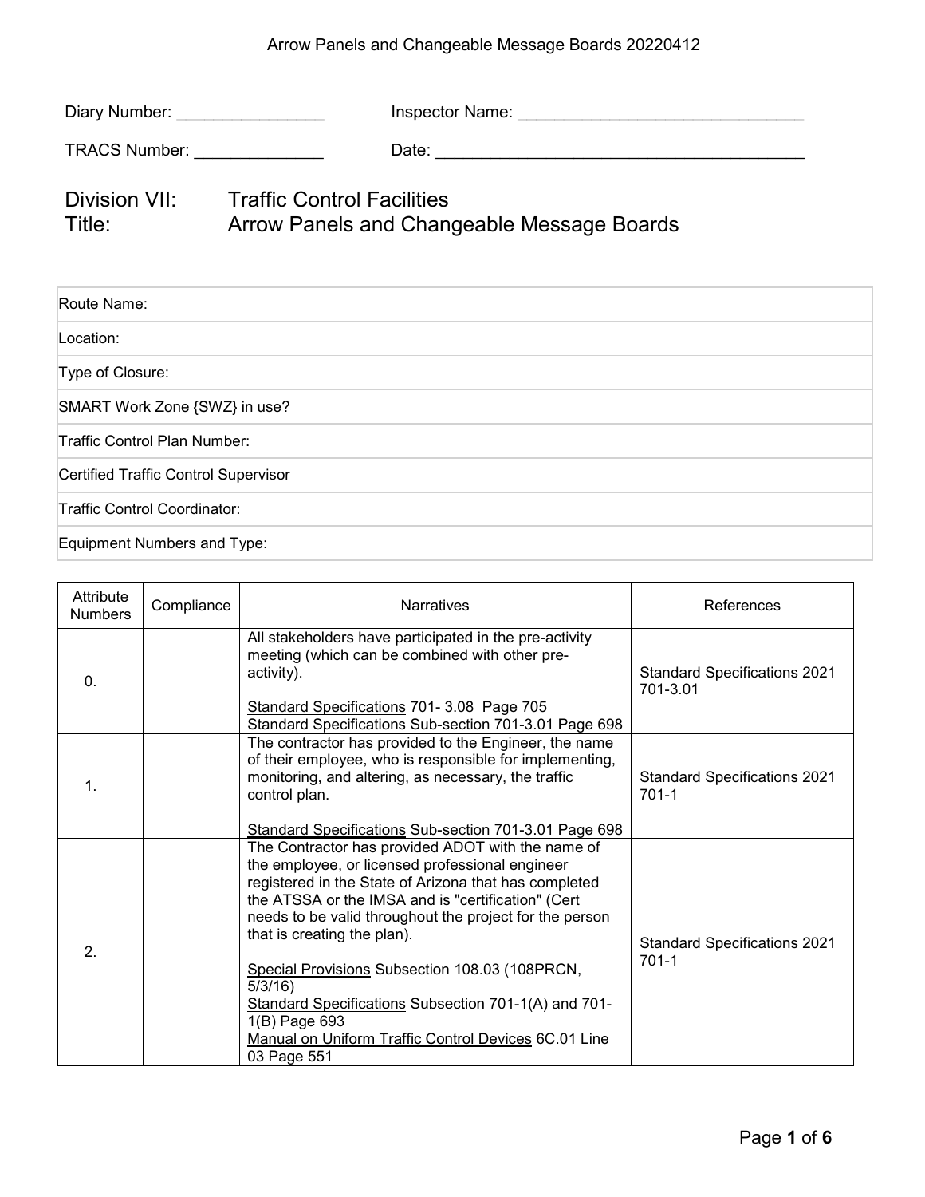Arrow Panels and Changeable Message Boards 20220412

Diary Number: ________________ Inspector Name: _______________________________

TRACS Number: ______________ Date: ________________________________________

# Division VII: Traffic Control Facilities
# Title: Arrow Panels and Changeable Message Boards

| |
|---|
| Route Name: |
| Location: |
| Type of Closure: |
| SMART Work Zone {SWZ} in use? |
| Traffic Control Plan Number: |
| Certified Traffic Control Supervisor |
| Traffic Control Coordinator: |
| Equipment Numbers and Type: |

| Attribute Numbers | Compliance | Narratives | References |
|---|---|---|---|
| 0. | | All stakeholders have participated in the pre-activity meeting (which can be combined with other pre-activity).<br><br><u>Standard Specifications</u> 701- 3.08 Page 705<br>Standard Specifications Sub-section 701-3.01 Page 698 | Standard Specifications 2021 701-3.01 |
| 1. | | The contractor has provided to the Engineer, the name of their employee, who is responsible for implementing, monitoring, and altering, as necessary, the traffic control plan.<br><br><u>Standard Specifications</u> Sub-section 701-3.01 Page 698 | Standard Specifications 2021 701-1 |
| 2. | | The Contractor has provided ADOT with the name of the employee, or licensed professional engineer registered in the State of Arizona that has completed the ATSSA or the IMSA and is "certification" (Cert needs to be valid throughout the project for the person that is creating the plan).<br><br><u>Special Provisions</u> Subsection 108.03 (108PRCN, 5/3/16)<br><u>Standard Specifications</u> Subsection 701-1(A) and 701-1(B) Page 693<br><u>Manual on Uniform Traffic Control Devices</u> 6C.01 Line 03 Page 551 | Standard Specifications 2021 701-1 |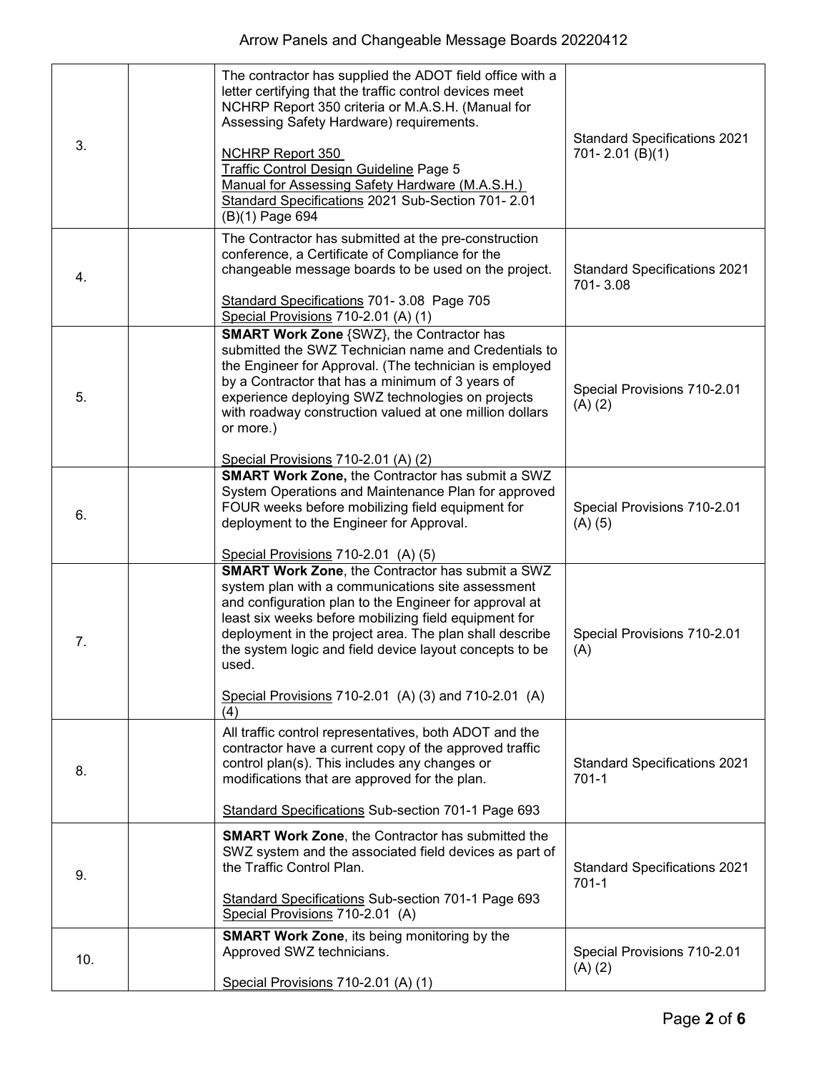| | | | |
|---|---|---|---|
| 3. | | The contractor has supplied the ADOT field office with a letter certifying that the traffic control devices meet NCHRP Report 350 criteria or M.A.S.H. (Manual for Assessing Safety Hardware) requirements.<br><br>NCHRP Report 350<br>Traffic Control Design Guideline Page 5<br>Manual for Assessing Safety Hardware (M.A.S.H.)<br>Standard Specifications 2021 Sub-Section 701- 2.01 (B)(1) Page 694 | Standard Specifications 2021 701- 2.01 (B)(1) |
| 4. | | The Contractor has submitted at the pre-construction conference, a Certificate of Compliance for the changeable message boards to be used on the project.<br><br>Standard Specifications 701- 3.08 Page 705<br>Special Provisions 710-2.01 (A) (1) | Standard Specifications 2021 701- 3.08 |
| 5. | | **SMART Work Zone** {SWZ}, the Contractor has submitted the SWZ Technician name and Credentials to the Engineer for Approval. (The technician is employed by a Contractor that has a minimum of 3 years of experience deploying SWZ technologies on projects with roadway construction valued at one million dollars or more.)<br><br>Special Provisions 710-2.01 (A) (2) | Special Provisions 710-2.01 (A) (2) |
| 6. | | **SMART Work Zone,** the Contractor has submit a SWZ System Operations and Maintenance Plan for approved FOUR weeks before mobilizing field equipment for deployment to the Engineer for Approval.<br><br>Special Provisions 710-2.01 (A) (5) | Special Provisions 710-2.01 (A) (5) |
| 7. | | **SMART Work Zone**, the Contractor has submit a SWZ system plan with a communications site assessment and configuration plan to the Engineer for approval at least six weeks before mobilizing field equipment for deployment in the project area. The plan shall describe the system logic and field device layout concepts to be used.<br><br>Special Provisions 710-2.01 (A) (3) and 710-2.01 (A) (4) | Special Provisions 710-2.01 (A) |
| 8. | | All traffic control representatives, both ADOT and the contractor have a current copy of the approved traffic control plan(s). This includes any changes or modifications that are approved for the plan.<br><br>Standard Specifications Sub-section 701-1 Page 693 | Standard Specifications 2021 701-1 |
| 9. | | **SMART Work Zone**, the Contractor has submitted the SWZ system and the associated field devices as part of the Traffic Control Plan.<br><br>Standard Specifications Sub-section 701-1 Page 693<br>Special Provisions 710-2.01 (A) | Standard Specifications 2021 701-1 |
| 10. | | **SMART Work Zone**, its being monitoring by the Approved SWZ technicians.<br><br>Special Provisions 710-2.01 (A) (1) | Special Provisions 710-2.01 (A) (2) |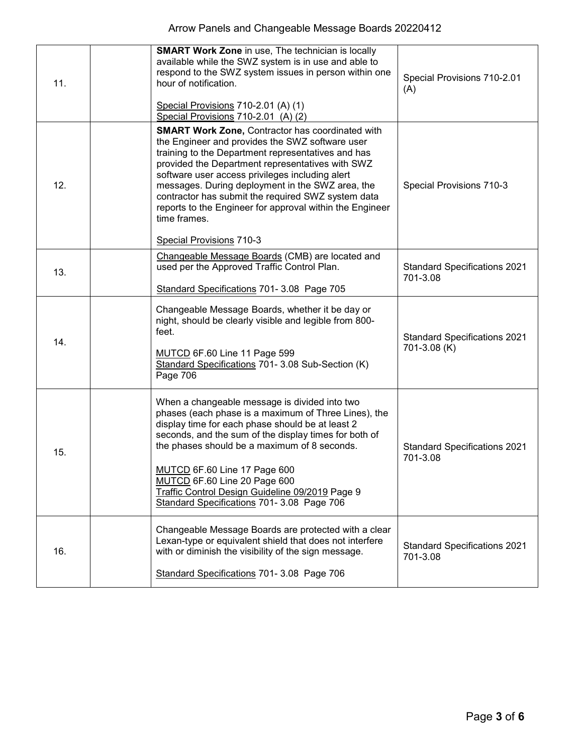| 11. | | **SMART Work Zone** in use, The technician is locally available while the SWZ system is in use and able to respond to the SWZ system issues in person within one hour of notification.<br><br>Special Provisions 710-2.01 (A) (1)<br>Special Provisions 710-2.01 (A) (2) | Special Provisions 710-2.01 (A) |
|---|---|---|---|
| 12. | | **SMART Work Zone,** Contractor has coordinated with the Engineer and provides the SWZ software user training to the Department representatives and has provided the Department representatives with SWZ software user access privileges including alert messages. During deployment in the SWZ area, the contractor has submit the required SWZ system data reports to the Engineer for approval within the Engineer time frames.<br><br>Special Provisions 710-3 | Special Provisions 710-3 |
| 13. | | Changeable Message Boards (CMB) are located and used per the Approved Traffic Control Plan.<br><br>Standard Specifications 701- 3.08 Page 705 | Standard Specifications 2021 701-3.08 |
| 14. | | Changeable Message Boards, whether it be day or night, should be clearly visible and legible from 800-feet.<br><br>MUTCD 6F.60 Line 11 Page 599<br>Standard Specifications 701- 3.08 Sub-Section (K) Page 706 | Standard Specifications 2021 701-3.08 (K) |
| 15. | | When a changeable message is divided into two phases (each phase is a maximum of Three Lines), the display time for each phase should be at least 2 seconds, and the sum of the display times for both of the phases should be a maximum of 8 seconds.<br><br>MUTCD 6F.60 Line 17 Page 600<br>MUTCD 6F.60 Line 20 Page 600<br>Traffic Control Design Guideline 09/2019 Page 9<br>Standard Specifications 701- 3.08 Page 706 | Standard Specifications 2021 701-3.08 |
| 16. | | Changeable Message Boards are protected with a clear Lexan-type or equivalent shield that does not interfere with or diminish the visibility of the sign message.<br><br>Standard Specifications 701- 3.08 Page 706 | Standard Specifications 2021 701-3.08 |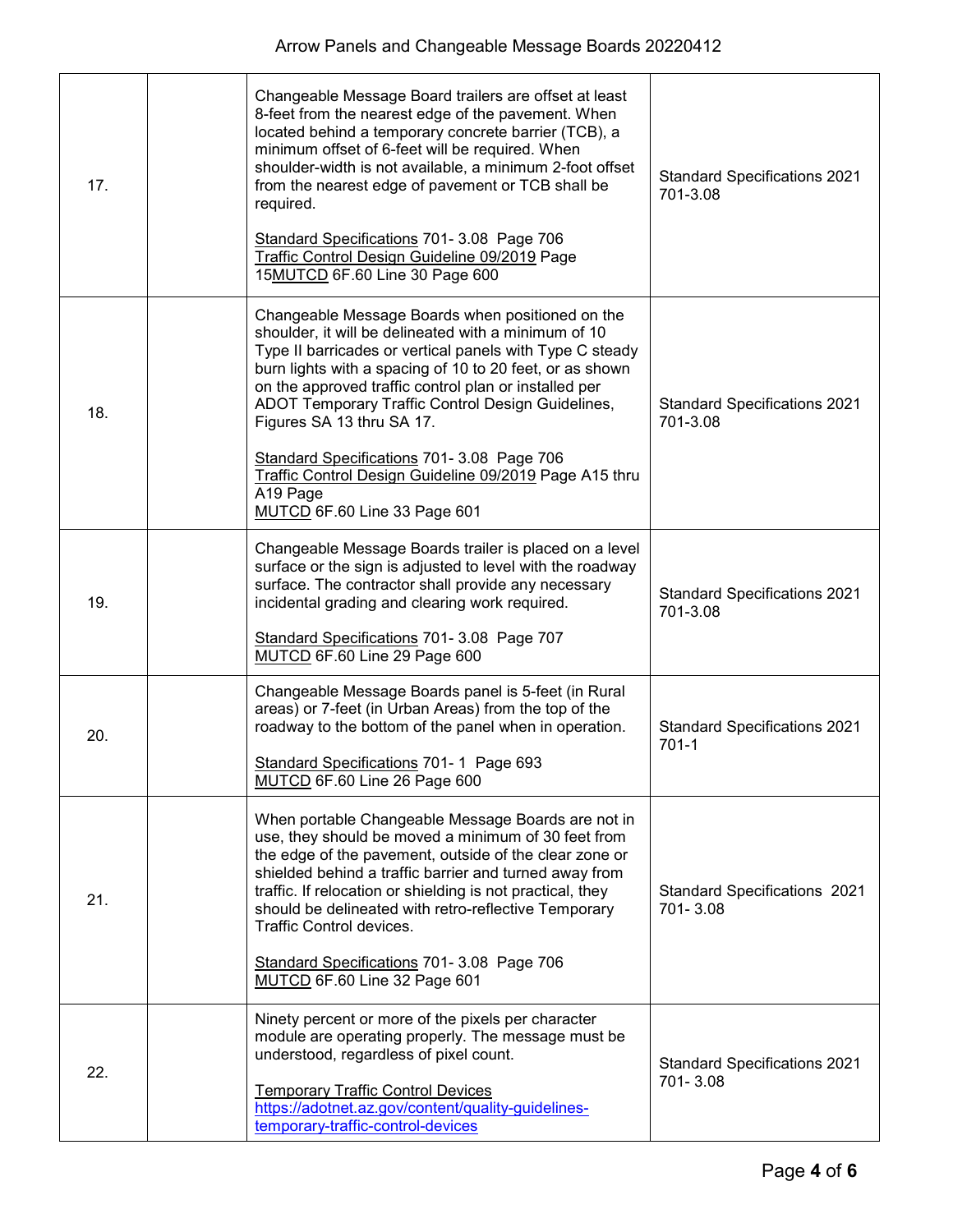| | | | |
|---|---|---|---|
| 17. | | Changeable Message Board trailers are offset at least 8-feet from the nearest edge of the pavement. When located behind a temporary concrete barrier (TCB), a minimum offset of 6-feet will be required. When shoulder-width is not available, a minimum 2-foot offset from the nearest edge of pavement or TCB shall be required.<br><br>Standard Specifications 701- 3.08 Page 706<br>Traffic Control Design Guideline 09/2019 Page 15MUTCD 6F.60 Line 30 Page 600 | Standard Specifications 2021 701-3.08 |
| 18. | | Changeable Message Boards when positioned on the shoulder, it will be delineated with a minimum of 10 Type II barricades or vertical panels with Type C steady burn lights with a spacing of 10 to 20 feet, or as shown on the approved traffic control plan or installed per ADOT Temporary Traffic Control Design Guidelines, Figures SA 13 thru SA 17.<br><br>Standard Specifications 701- 3.08 Page 706<br>Traffic Control Design Guideline 09/2019 Page A15 thru A19 Page<br>MUTCD 6F.60 Line 33 Page 601 | Standard Specifications 2021 701-3.08 |
| 19. | | Changeable Message Boards trailer is placed on a level surface or the sign is adjusted to level with the roadway surface. The contractor shall provide any necessary incidental grading and clearing work required.<br><br>Standard Specifications 701- 3.08 Page 707<br>MUTCD 6F.60 Line 29 Page 600 | Standard Specifications 2021 701-3.08 |
| 20. | | Changeable Message Boards panel is 5-feet (in Rural areas) or 7-feet (in Urban Areas) from the top of the roadway to the bottom of the panel when in operation.<br><br>Standard Specifications 701- 1 Page 693<br>MUTCD 6F.60 Line 26 Page 600 | Standard Specifications 2021 701-1 |
| 21. | | When portable Changeable Message Boards are not in use, they should be moved a minimum of 30 feet from the edge of the pavement, outside of the clear zone or shielded behind a traffic barrier and turned away from traffic. If relocation or shielding is not practical, they should be delineated with retro-reflective Temporary Traffic Control devices.<br><br>Standard Specifications 701- 3.08 Page 706<br>MUTCD 6F.60 Line 32 Page 601 | Standard Specifications 2021 701- 3.08 |
| 22. | | Ninety percent or more of the pixels per character module are operating properly. The message must be understood, regardless of pixel count.<br><br>Temporary Traffic Control Devices<br>https://adotnet.az.gov/content/quality-guidelines-temporary-traffic-control-devices | Standard Specifications 2021 701- 3.08 |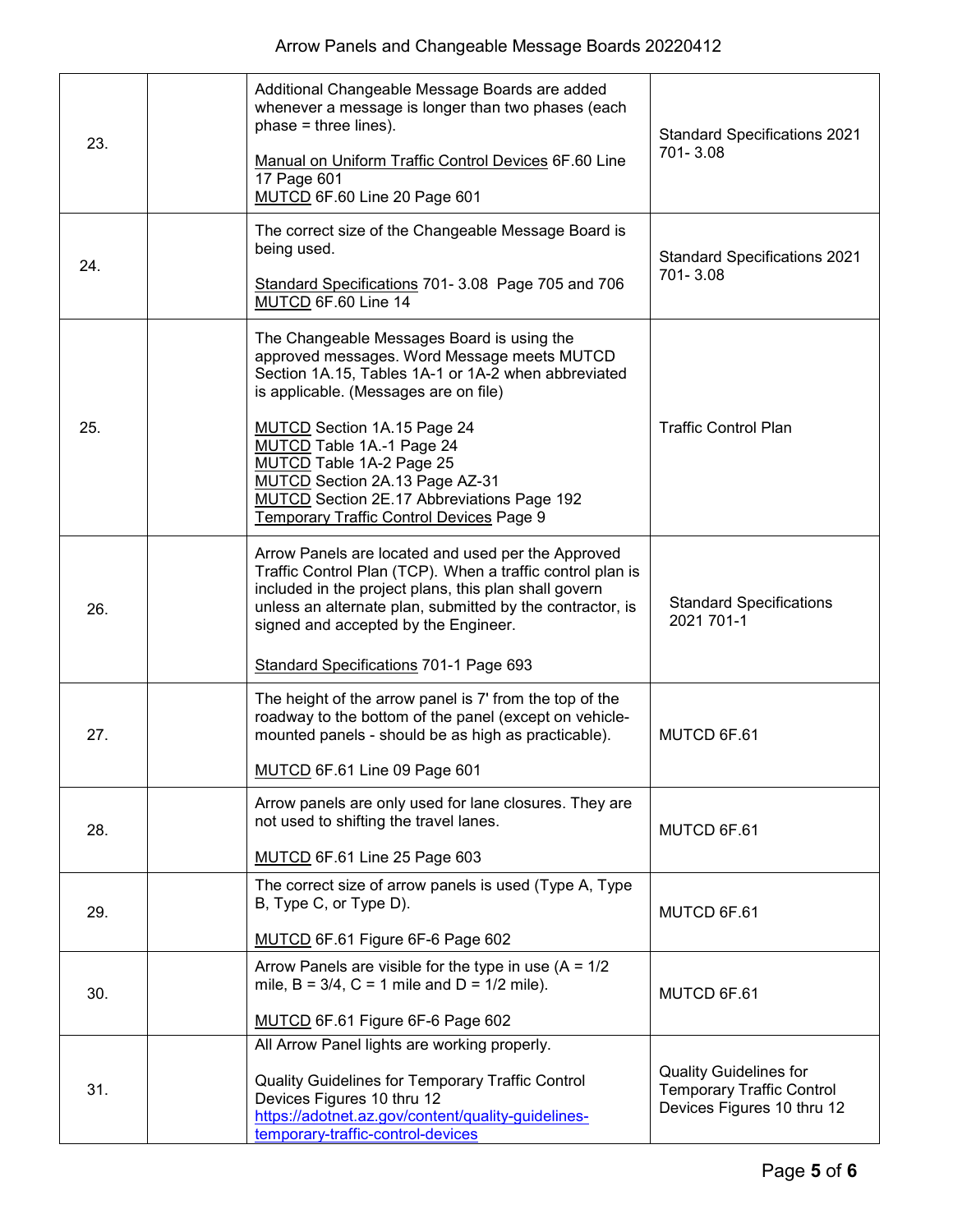| | | | |
|---|---|---|---|
| 23. | | Additional Changeable Message Boards are added whenever a message is longer than two phases (each phase = three lines).<br><br><u>Manual on Uniform Traffic Control Devices</u> 6F.60 Line 17 Page 601<br><u>MUTCD</u> 6F.60 Line 20 Page 601 | Standard Specifications 2021 701- 3.08 |
| 24. | | The correct size of the Changeable Message Board is being used.<br><br><u>Standard Specifications</u> 701- 3.08 Page 705 and 706<br><u>MUTCD</u> 6F.60 Line 14 | Standard Specifications 2021 701- 3.08 |
| 25. | | The Changeable Messages Board is using the approved messages. Word Message meets MUTCD Section 1A.15, Tables 1A-1 or 1A-2 when abbreviated is applicable. (Messages are on file)<br><br><u>MUTCD</u> Section 1A.15 Page 24<br><u>MUTCD</u> Table 1A.-1 Page 24<br><u>MUTCD</u> Table 1A-2 Page 25<br><u>MUTCD</u> Section 2A.13 Page AZ-31<br><u>MUTCD</u> Section 2E.17 Abbreviations Page 192<br><u>Temporary Traffic Control Devices</u> Page 9 | Traffic Control Plan |
| 26. | | Arrow Panels are located and used per the Approved Traffic Control Plan (TCP). When a traffic control plan is included in the project plans, this plan shall govern unless an alternate plan, submitted by the contractor, is signed and accepted by the Engineer.<br><br><u>Standard Specifications</u> 701-1 Page 693 | Standard Specifications 2021 701-1 |
| 27. | | The height of the arrow panel is 7' from the top of the roadway to the bottom of the panel (except on vehicle-mounted panels - should be as high as practicable).<br><br><u>MUTCD</u> 6F.61 Line 09 Page 601 | MUTCD 6F.61 |
| 28. | | Arrow panels are only used for lane closures. They are not used to shifting the travel lanes.<br><br><u>MUTCD</u> 6F.61 Line 25 Page 603 | MUTCD 6F.61 |
| 29. | | The correct size of arrow panels is used (Type A, Type B, Type C, or Type D).<br><br><u>MUTCD</u> 6F.61 Figure 6F-6 Page 602 | MUTCD 6F.61 |
| 30. | | Arrow Panels are visible for the type in use (A = 1/2 mile, B = 3/4, C = 1 mile and D = 1/2 mile).<br><br><u>MUTCD</u> 6F.61 Figure 6F-6 Page 602 | MUTCD 6F.61 |
| 31. | | All Arrow Panel lights are working properly.<br><br>Quality Guidelines for Temporary Traffic Control Devices Figures 10 thru 12<br>https://adotnet.az.gov/content/quality-guidelines-temporary-traffic-control-devices | Quality Guidelines for Temporary Traffic Control Devices Figures 10 thru 12 |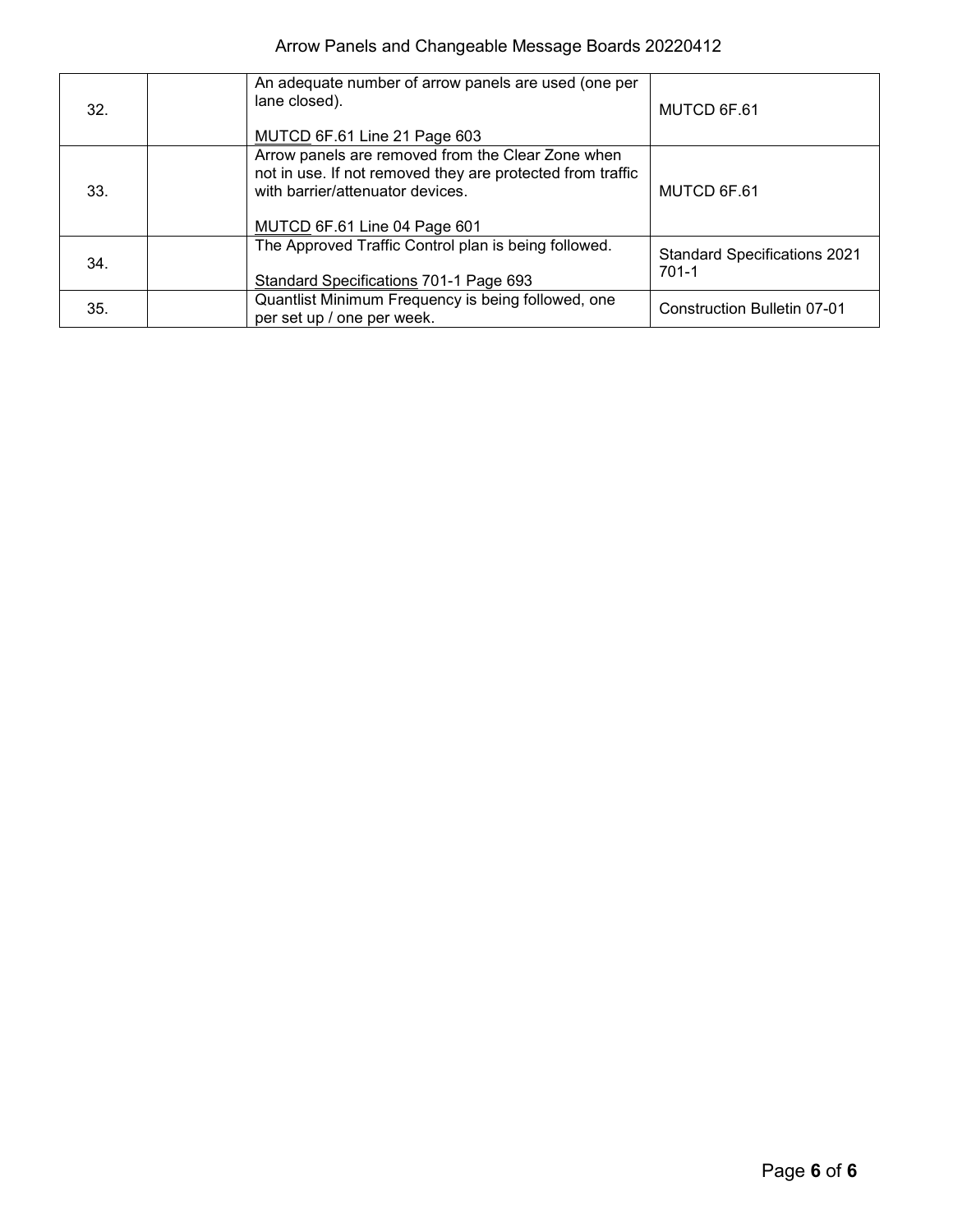| | | | |
|---|---|---|---|
| 32. | | An adequate number of arrow panels are used (one per lane closed).<br><br>MUTCD 6F.61 Line 21 Page 603 | MUTCD 6F.61 |
| 33. | | Arrow panels are removed from the Clear Zone when not in use. If not removed they are protected from traffic with barrier/attenuator devices.<br><br>MUTCD 6F.61 Line 04 Page 601 | MUTCD 6F.61 |
| 34. | | The Approved Traffic Control plan is being followed.<br><br>Standard Specifications 701-1 Page 693 | Standard Specifications 2021 701-1 |
| 35. | | Quantlist Minimum Frequency is being followed, one per set up / one per week. | Construction Bulletin 07-01 |